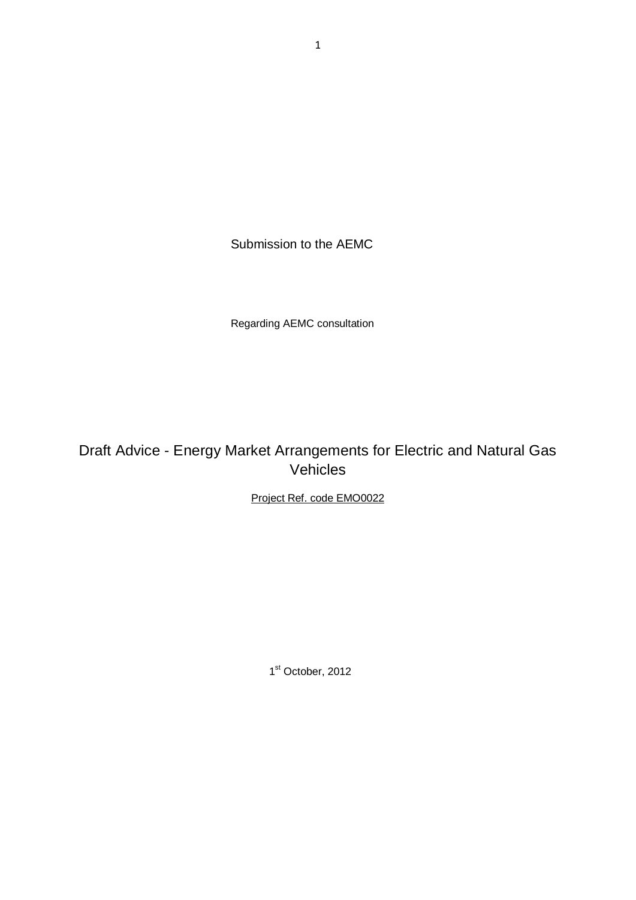Submission to the AEMC

Regarding AEMC consultation

# Draft Advice - Energy Market Arrangements for Electric and Natural Gas Vehicles

Project Ref. code EMO0022

1st October, 2012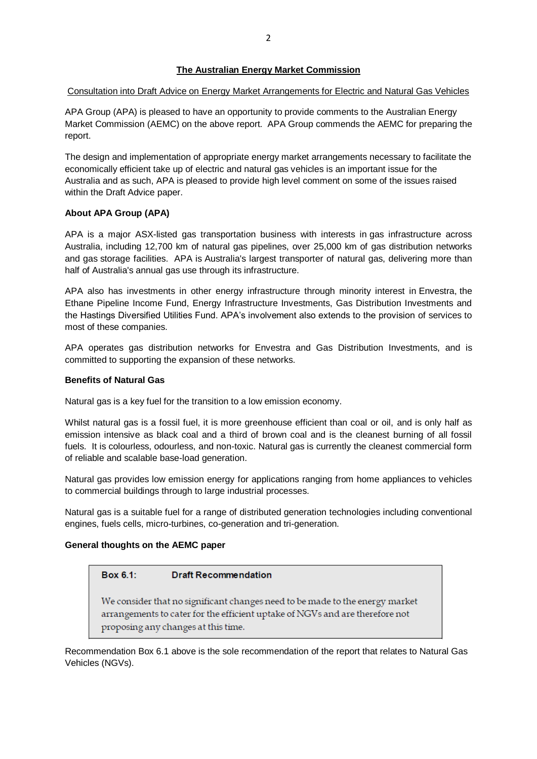**The Australian Energy Market Commission**

Consultation into Draft Advice on Energy Market Arrangements for Electric and Natural Gas Vehicles

APA Group (APA) is pleased to have an opportunity to provide comments to the Australian Energy Market Commission (AEMC) on the above report. APA Group commends the AEMC for preparing the report.

The design and implementation of appropriate energy market arrangements necessary to facilitate the economically efficient take up of electric and natural gas vehicles is an important issue for the Australia and as such, APA is pleased to provide high level comment on some of the issues raised within the Draft Advice paper.

**About APA Group (APA)**

APA is a major ASX-listed gas transportation business with interests in gas infrastructure across Australia, including 12,700 km of natural gas pipelines, over 25,000 km of gas distribution networks and gas storage facilities. APA is Australia's largest transporter of natural gas, delivering more than half of Australia's annual gas use through its infrastructure.

APA also has investments in other energy infrastructure through minority interest in Envestra, the Ethane Pipeline Income Fund, Energy Infrastructure Investments, Gas Distribution Investments and the Hastings Diversified Utilities Fund. APA's involvement also extends to the provision of services to most of these companies.

APA operates gas distribution networks for Envestra and Gas Distribution Investments, and is committed to supporting the expansion of these networks.

**Benefits of Natural Gas**

Natural gas is a key fuel for the transition to a low emission economy.

Whilst natural gas is a fossil fuel, it is more greenhouse efficient than coal or oil, and is only half as emission intensive as black coal and a third of brown coal and is the cleanest burning of all fossil fuels. It is colourless, odourless, and non-toxic. Natural gas is currently the cleanest commercial form of reliable and scalable base-load generation.

Natural gas provides low emission energy for applications ranging from home appliances to vehicles to commercial buildings through to large industrial processes.

Natural gas is a suitable fuel for a range of distributed generation technologies including conventional engines, fuels cells, micro-turbines, co-generation and tri-generation.

**General thoughts on the AEMC paper**

> **Box 6.1: Draft Recommendation**
>
> We consider that no significant changes need to be made to the energy market arrangements to cater for the efficient uptake of NGVs and are therefore not proposing any changes at this time.

Recommendation Box 6.1 above is the sole recommendation of the report that relates to Natural Gas Vehicles (NGVs).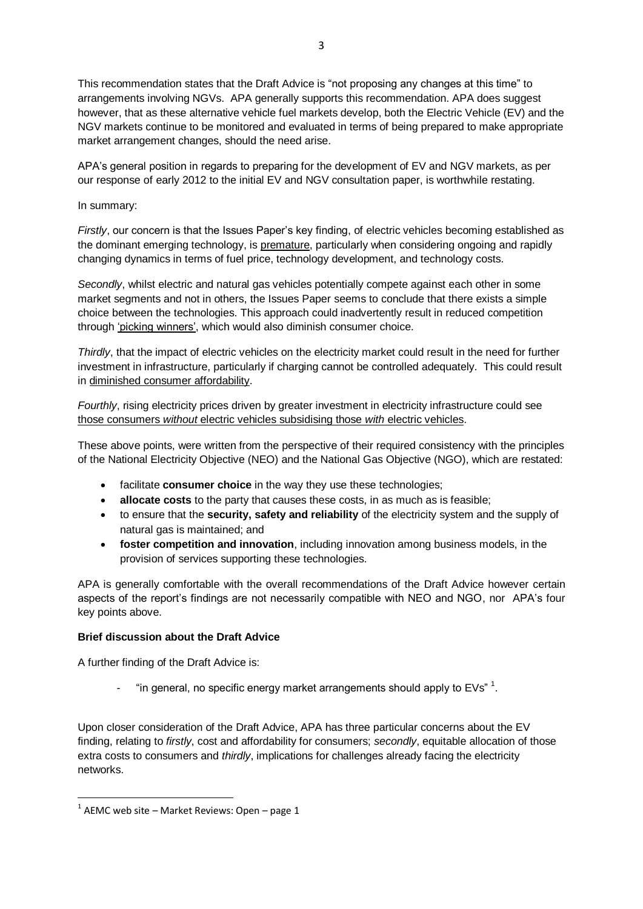This recommendation states that the Draft Advice is "not proposing any changes at this time" to arrangements involving NGVs. APA generally supports this recommendation. APA does suggest however, that as these alternative vehicle fuel markets develop, both the Electric Vehicle (EV) and the NGV markets continue to be monitored and evaluated in terms of being prepared to make appropriate market arrangement changes, should the need arise.

APA's general position in regards to preparing for the development of EV and NGV markets, as per our response of early 2012 to the initial EV and NGV consultation paper, is worthwhile restating.

In summary:

*Firstly*, our concern is that the Issues Paper's key finding, of electric vehicles becoming established as the dominant emerging technology, is <u>premature</u>, particularly when considering ongoing and rapidly changing dynamics in terms of fuel price, technology development, and technology costs.

*Secondly*, whilst electric and natural gas vehicles potentially compete against each other in some market segments and not in others, the Issues Paper seems to conclude that there exists a simple choice between the technologies. This approach could inadvertently result in reduced competition through <u>'picking winners'</u>, which would also diminish consumer choice.

*Thirdly*, that the impact of electric vehicles on the electricity market could result in the need for further investment in infrastructure, particularly if charging cannot be controlled adequately. This could result in <u>diminished consumer affordability</u>.

*Fourthly*, rising electricity prices driven by greater investment in electricity infrastructure could see <u>those consumers *without* electric vehicles subsidising those *with* electric vehicles</u>.

These above points, were written from the perspective of their required consistency with the principles of the National Electricity Objective (NEO) and the National Gas Objective (NGO), which are restated:

- facilitate **consumer choice** in the way they use these technologies;
- **allocate costs** to the party that causes these costs, in as much as is feasible;
- to ensure that the **security, safety and reliability** of the electricity system and the supply of natural gas is maintained; and
- **foster competition and innovation**, including innovation among business models, in the provision of services supporting these technologies.

APA is generally comfortable with the overall recommendations of the Draft Advice however certain aspects of the report's findings are not necessarily compatible with NEO and NGO, nor APA's four key points above.

**Brief discussion about the Draft Advice**

A further finding of the Draft Advice is:

- "in general, no specific energy market arrangements should apply to EVs" [1].

Upon closer consideration of the Draft Advice, APA has three particular concerns about the EV finding, relating to *firstly*, cost and affordability for consumers; *secondly*, equitable allocation of those extra costs to consumers and *thirdly*, implications for challenges already facing the electricity networks.

[1] AEMC web site – Market Reviews: Open – page 1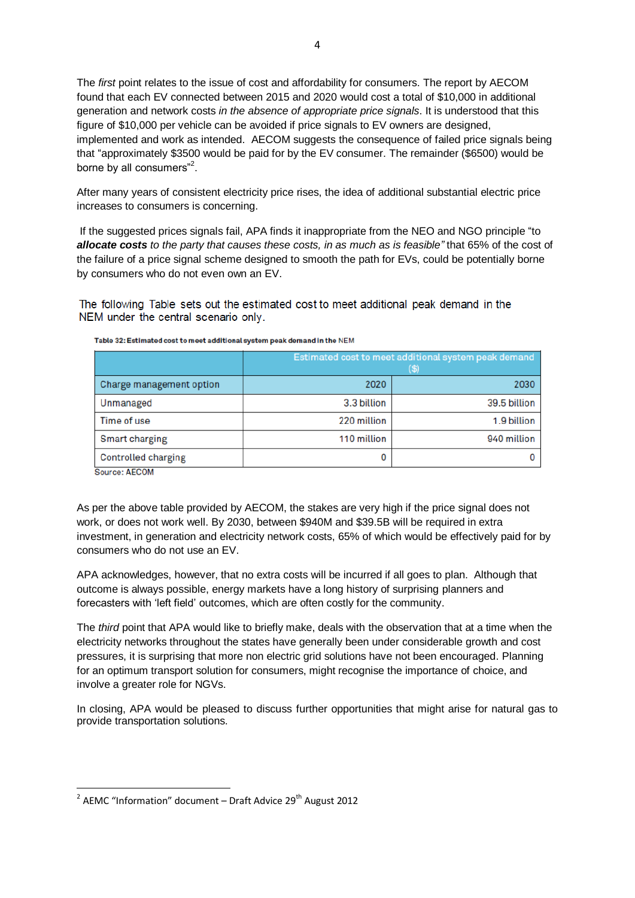The *first* point relates to the issue of cost and affordability for consumers. The report by AECOM found that each EV connected between 2015 and 2020 would cost a total of $10,000 in additional generation and network costs *in the absence of appropriate price signals*. It is understood that this figure of $10,000 per vehicle can be avoided if price signals to EV owners are designed, implemented and work as intended. AECOM suggests the consequence of failed price signals being that "approximately $3500 would be paid for by the EV consumer. The remainder ($6500) would be borne by all consumers"[2].

After many years of consistent electricity price rises, the idea of additional substantial electric price increases to consumers is concerning.

If the suggested prices signals fail, APA finds it inappropriate from the NEO and NGO principle "to ***allocate costs*** *to the party that causes these costs, in as much as is feasible"* that 65% of the cost of the failure of a price signal scheme designed to smooth the path for EVs, could be potentially borne by consumers who do not even own an EV.

The following Table sets out the estimated cost to meet additional peak demand in the NEM under the central scenario only.

**Table 32: Estimated cost to meet additional system peak demand in the NEM**

| | Estimated cost to meet additional system peak demand ($) | |
|---|---|---|
| Charge management option | 2020 | 2030 |
| Unmanaged | 3.3 billion | 39.5 billion |
| Time of use | 220 million | 1.9 billion |
| Smart charging | 110 million | 940 million |
| Controlled charging | 0 | 0 |

Source: AECOM

As per the above table provided by AECOM, the stakes are very high if the price signal does not work, or does not work well. By 2030, between $940M and $39.5B will be required in extra investment, in generation and electricity network costs, 65% of which would be effectively paid for by consumers who do not use an EV.

APA acknowledges, however, that no extra costs will be incurred if all goes to plan. Although that outcome is always possible, energy markets have a long history of surprising planners and forecasters with 'left field' outcomes, which are often costly for the community.

The *third* point that APA would like to briefly make, deals with the observation that at a time when the electricity networks throughout the states have generally been under considerable growth and cost pressures, it is surprising that more non electric grid solutions have not been encouraged. Planning for an optimum transport solution for consumers, might recognise the importance of choice, and involve a greater role for NGVs.

In closing, APA would be pleased to discuss further opportunities that might arise for natural gas to provide transportation solutions.

[2] AEMC "Information" document – Draft Advice 29th August 2012